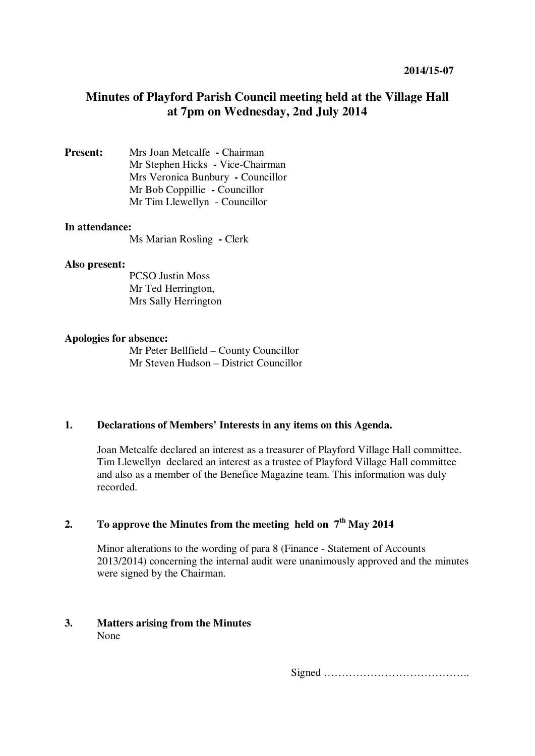**2014/15-07**

# Minutes of Playford Parish Council meeting held at the Village Hall at 7pm on Wednesday, 2nd July 2014

**Present:**
Mrs Joan Metcalfe **-** Chairman
Mr Stephen Hicks **-** Vice-Chairman
Mrs Veronica Bunbury **-** Councillor
Mr Bob Coppillie **-** Councillor
Mr Tim Llewellyn - Councillor

**In attendance:**
Ms Marian Rosling **-** Clerk

**Also present:**
PCSO Justin Moss
Mr Ted Herrington,
Mrs Sally Herrington

**Apologies for absence:**
Mr Peter Bellfield – County Councillor
Mr Steven Hudson – District Councillor

## 1. Declarations of Members' Interests in any items on this Agenda.

Joan Metcalfe declared an interest as a treasurer of Playford Village Hall committee. Tim Llewellyn declared an interest as a trustee of Playford Village Hall committee and also as a member of the Benefice Magazine team. This information was duly recorded.

## 2. To approve the Minutes from the meeting held on 7th May 2014

Minor alterations to the wording of para 8 (Finance - Statement of Accounts 2013/2014) concerning the internal audit were unanimously approved and the minutes were signed by the Chairman.

## 3. Matters arising from the Minutes

None

Signed …………………………………..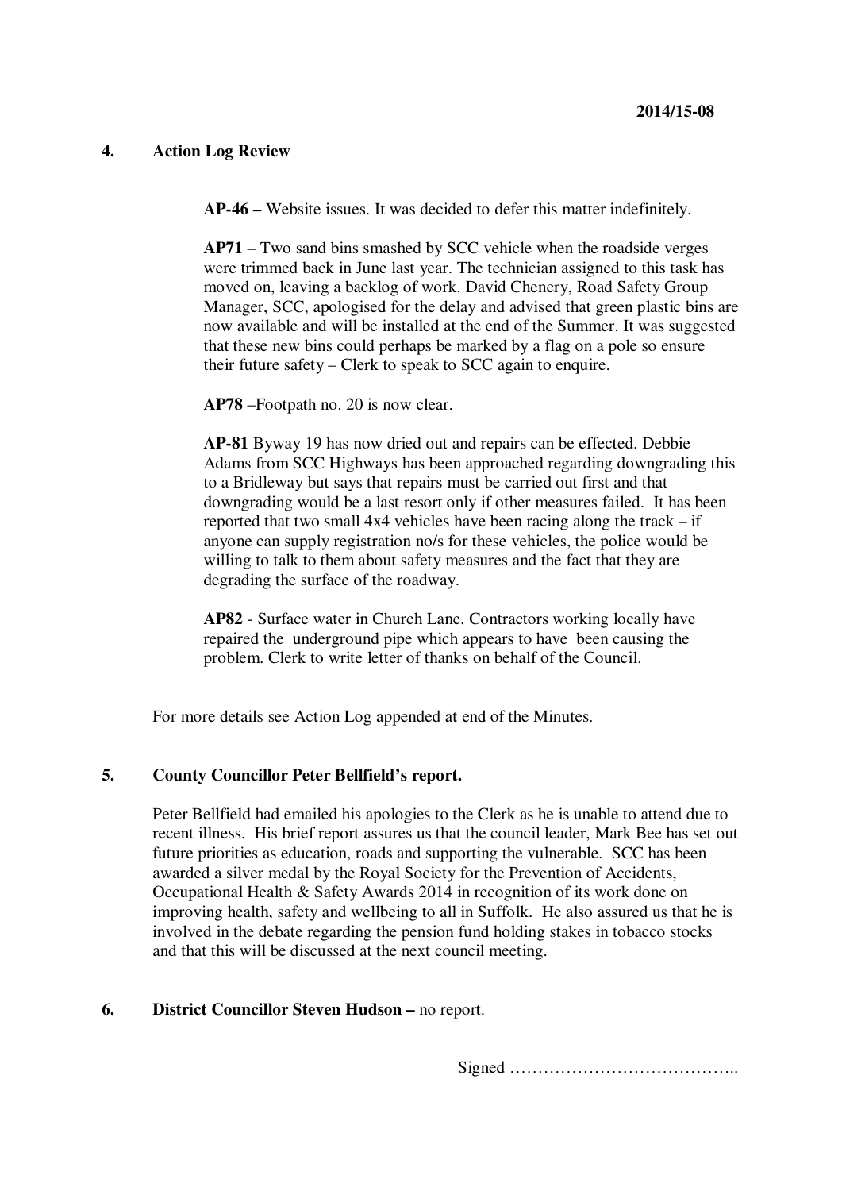2014/15-08

## 4. Action Log Review

**AP-46 –** Website issues. It was decided to defer this matter indefinitely.

**AP71** – Two sand bins smashed by SCC vehicle when the roadside verges were trimmed back in June last year. The technician assigned to this task has moved on, leaving a backlog of work. David Chenery, Road Safety Group Manager, SCC, apologised for the delay and advised that green plastic bins are now available and will be installed at the end of the Summer. It was suggested that these new bins could perhaps be marked by a flag on a pole so ensure their future safety – Clerk to speak to SCC again to enquire.

**AP78** –Footpath no. 20 is now clear.

**AP-81** Byway 19 has now dried out and repairs can be effected. Debbie Adams from SCC Highways has been approached regarding downgrading this to a Bridleway but says that repairs must be carried out first and that downgrading would be a last resort only if other measures failed. It has been reported that two small 4x4 vehicles have been racing along the track – if anyone can supply registration no/s for these vehicles, the police would be willing to talk to them about safety measures and the fact that they are degrading the surface of the roadway.

**AP82** - Surface water in Church Lane. Contractors working locally have repaired the underground pipe which appears to have been causing the problem. Clerk to write letter of thanks on behalf of the Council.

For more details see Action Log appended at end of the Minutes.

## 5. County Councillor Peter Bellfield's report.

Peter Bellfield had emailed his apologies to the Clerk as he is unable to attend due to recent illness. His brief report assures us that the council leader, Mark Bee has set out future priorities as education, roads and supporting the vulnerable. SCC has been awarded a silver medal by the Royal Society for the Prevention of Accidents, Occupational Health & Safety Awards 2014 in recognition of its work done on improving health, safety and wellbeing to all in Suffolk. He also assured us that he is involved in the debate regarding the pension fund holding stakes in tobacco stocks and that this will be discussed at the next council meeting.

## 6. District Councillor Steven Hudson – no report.

Signed …………………………………..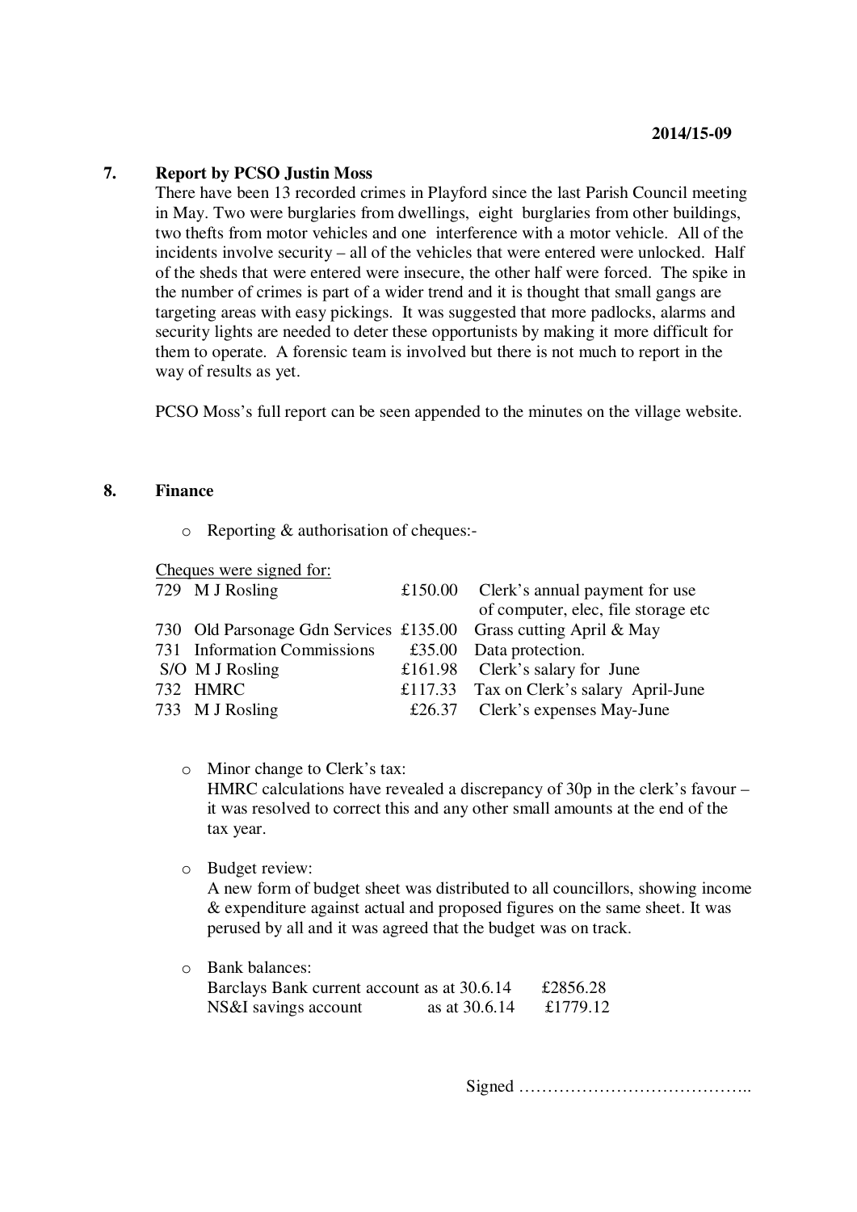2014/15-09

## 7. Report by PCSO Justin Moss

There have been 13 recorded crimes in Playford since the last Parish Council meeting in May. Two were burglaries from dwellings, eight burglaries from other buildings, two thefts from motor vehicles and one interference with a motor vehicle. All of the incidents involve security – all of the vehicles that were entered were unlocked. Half of the sheds that were entered were insecure, the other half were forced. The spike in the number of crimes is part of a wider trend and it is thought that small gangs are targeting areas with easy pickings. It was suggested that more padlocks, alarms and security lights are needed to deter these opportunists by making it more difficult for them to operate. A forensic team is involved but there is not much to report in the way of results as yet.

PCSO Moss's full report can be seen appended to the minutes on the village website.

## 8. Finance

- Reporting & authorisation of cheques:-

Cheques were signed for:

| No. | Payee | Amount | Description |
|---|---|---|---|
| 729 | M J Rosling | £150.00 | Clerk's annual payment for use of computer, elec, file storage etc |
| 730 | Old Parsonage Gdn Services | £135.00 | Grass cutting April & May |
| 731 | Information Commissions | £35.00 | Data protection. |
| S/O | M J Rosling | £161.98 | Clerk's salary for June |
| 732 | HMRC | £117.33 | Tax on Clerk's salary April-June |
| 733 | M J Rosling | £26.37 | Clerk's expenses May-June |

- Minor change to Clerk's tax:
  HMRC calculations have revealed a discrepancy of 30p in the clerk's favour – it was resolved to correct this and any other small amounts at the end of the tax year.

- Budget review:
  A new form of budget sheet was distributed to all councillors, showing income & expenditure against actual and proposed figures on the same sheet. It was perused by all and it was agreed that the budget was on track.

- Bank balances:

| Account | Date | Balance |
|---|---|---|
| Barclays Bank current account | as at 30.6.14 | £2856.28 |
| NS&I savings account | as at 30.6.14 | £1779.12 |

Signed …………………………………..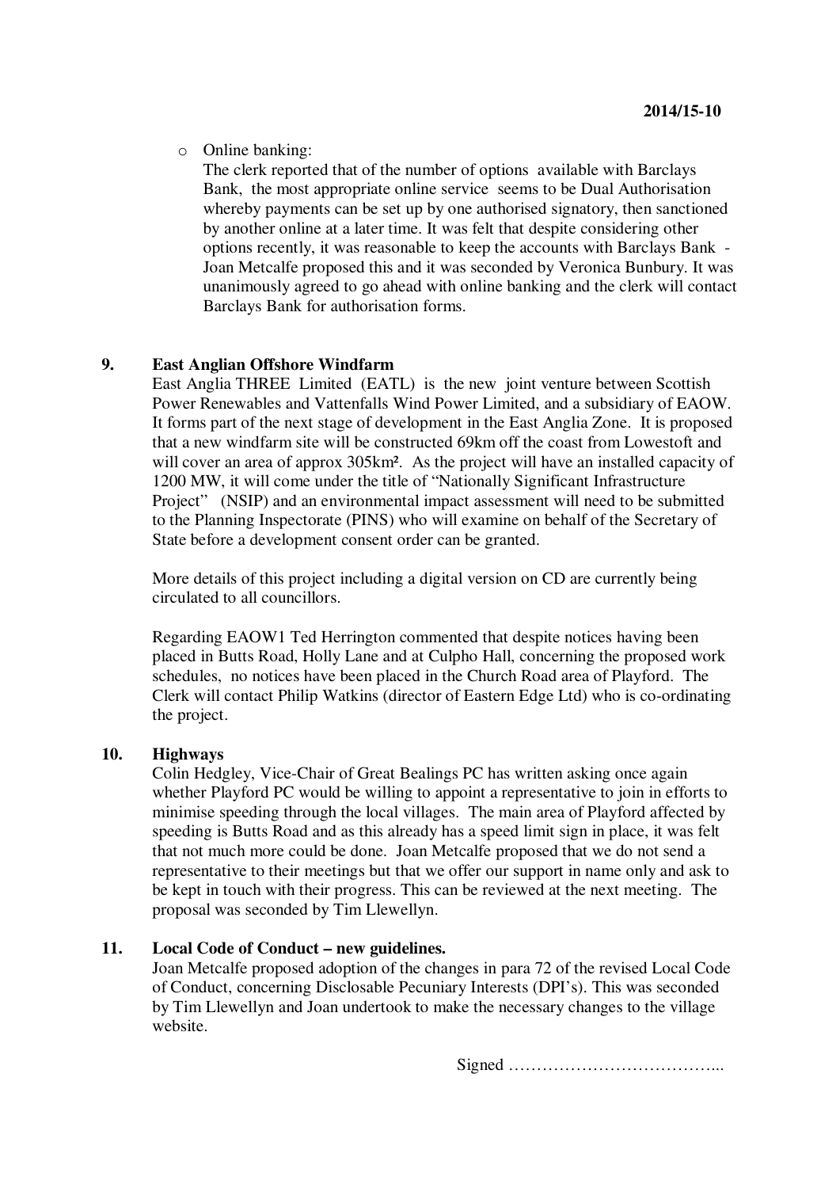- Online banking:
  The clerk reported that of the number of options available with Barclays Bank, the most appropriate online service seems to be Dual Authorisation whereby payments can be set up by one authorised signatory, then sanctioned by another online at a later time. It was felt that despite considering other options recently, it was reasonable to keep the accounts with Barclays Bank - Joan Metcalfe proposed this and it was seconded by Veronica Bunbury. It was unanimously agreed to go ahead with online banking and the clerk will contact Barclays Bank for authorisation forms.

**9. East Anglian Offshore Windfarm**

East Anglia THREE Limited (EATL) is the new joint venture between Scottish Power Renewables and Vattenfalls Wind Power Limited, and a subsidiary of EAOW. It forms part of the next stage of development in the East Anglia Zone. It is proposed that a new windfarm site will be constructed 69km off the coast from Lowestoft and will cover an area of approx 305km². As the project will have an installed capacity of 1200 MW, it will come under the title of "Nationally Significant Infrastructure Project" (NSIP) and an environmental impact assessment will need to be submitted to the Planning Inspectorate (PINS) who will examine on behalf of the Secretary of State before a development consent order can be granted.

More details of this project including a digital version on CD are currently being circulated to all councillors.

Regarding EAOW1 Ted Herrington commented that despite notices having been placed in Butts Road, Holly Lane and at Culpho Hall, concerning the proposed work schedules, no notices have been placed in the Church Road area of Playford. The Clerk will contact Philip Watkins (director of Eastern Edge Ltd) who is co-ordinating the project.

**10. Highways**

Colin Hedgley, Vice-Chair of Great Bealings PC has written asking once again whether Playford PC would be willing to appoint a representative to join in efforts to minimise speeding through the local villages. The main area of Playford affected by speeding is Butts Road and as this already has a speed limit sign in place, it was felt that not much more could be done. Joan Metcalfe proposed that we do not send a representative to their meetings but that we offer our support in name only and ask to be kept in touch with their progress. This can be reviewed at the next meeting. The proposal was seconded by Tim Llewellyn.

**11. Local Code of Conduct – new guidelines.**

Joan Metcalfe proposed adoption of the changes in para 72 of the revised Local Code of Conduct, concerning Disclosable Pecuniary Interests (DPI's). This was seconded by Tim Llewellyn and Joan undertook to make the necessary changes to the village website.

Signed ………………………………...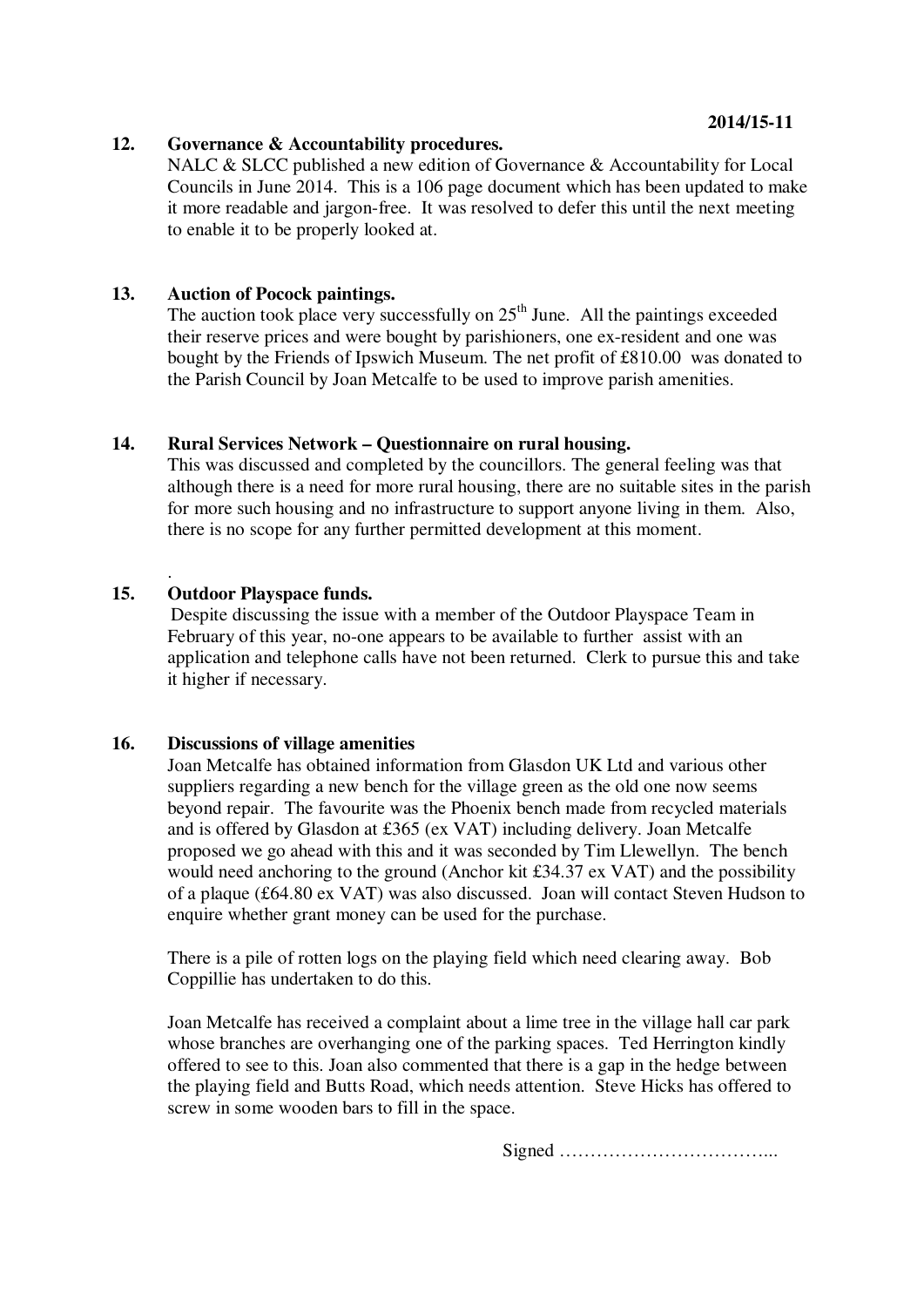2014/15-11

**12. Governance & Accountability procedures.**

NALC & SLCC published a new edition of Governance & Accountability for Local Councils in June 2014. This is a 106 page document which has been updated to make it more readable and jargon-free. It was resolved to defer this until the next meeting to enable it to be properly looked at.

**13. Auction of Pocock paintings.**

The auction took place very successfully on 25th June. All the paintings exceeded their reserve prices and were bought by parishioners, one ex-resident and one was bought by the Friends of Ipswich Museum. The net profit of £810.00 was donated to the Parish Council by Joan Metcalfe to be used to improve parish amenities.

**14. Rural Services Network – Questionnaire on rural housing.**

This was discussed and completed by the councillors. The general feeling was that although there is a need for more rural housing, there are no suitable sites in the parish for more such housing and no infrastructure to support anyone living in them. Also, there is no scope for any further permitted development at this moment.

.

**15. Outdoor Playspace funds.**

Despite discussing the issue with a member of the Outdoor Playspace Team in February of this year, no-one appears to be available to further assist with an application and telephone calls have not been returned. Clerk to pursue this and take it higher if necessary.

**16. Discussions of village amenities**

Joan Metcalfe has obtained information from Glasdon UK Ltd and various other suppliers regarding a new bench for the village green as the old one now seems beyond repair. The favourite was the Phoenix bench made from recycled materials and is offered by Glasdon at £365 (ex VAT) including delivery. Joan Metcalfe proposed we go ahead with this and it was seconded by Tim Llewellyn. The bench would need anchoring to the ground (Anchor kit £34.37 ex VAT) and the possibility of a plaque (£64.80 ex VAT) was also discussed. Joan will contact Steven Hudson to enquire whether grant money can be used for the purchase.

There is a pile of rotten logs on the playing field which need clearing away. Bob Coppillie has undertaken to do this.

Joan Metcalfe has received a complaint about a lime tree in the village hall car park whose branches are overhanging one of the parking spaces. Ted Herrington kindly offered to see to this. Joan also commented that there is a gap in the hedge between the playing field and Butts Road, which needs attention. Steve Hicks has offered to screw in some wooden bars to fill in the space.

Signed …………………………….…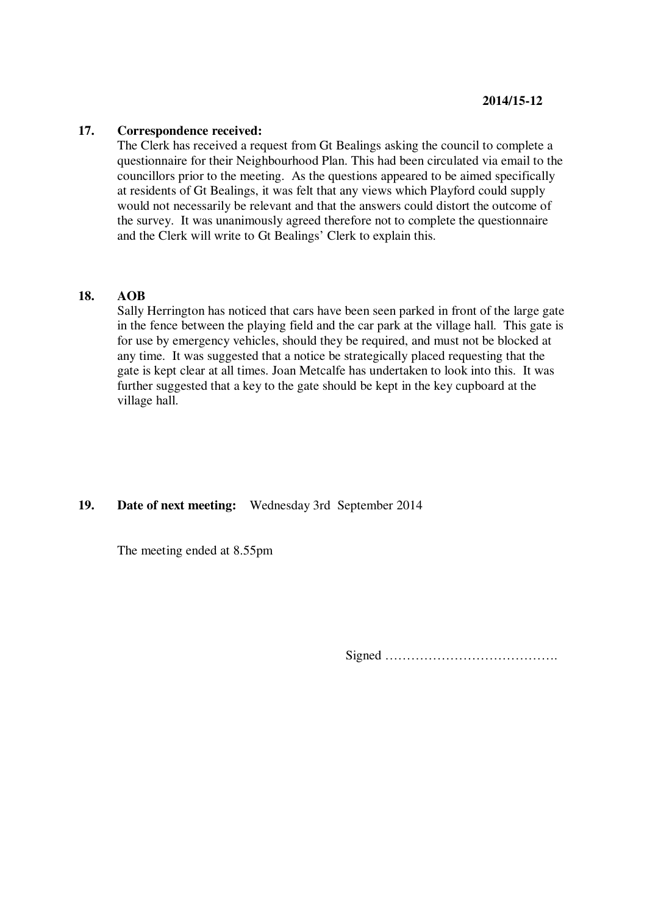2014/15-12

**17. Correspondence received:**

The Clerk has received a request from Gt Bealings asking the council to complete a questionnaire for their Neighbourhood Plan. This had been circulated via email to the councillors prior to the meeting. As the questions appeared to be aimed specifically at residents of Gt Bealings, it was felt that any views which Playford could supply would not necessarily be relevant and that the answers could distort the outcome of the survey. It was unanimously agreed therefore not to complete the questionnaire and the Clerk will write to Gt Bealings' Clerk to explain this.

**18. AOB**

Sally Herrington has noticed that cars have been seen parked in front of the large gate in the fence between the playing field and the car park at the village hall. This gate is for use by emergency vehicles, should they be required, and must not be blocked at any time. It was suggested that a notice be strategically placed requesting that the gate is kept clear at all times. Joan Metcalfe has undertaken to look into this. It was further suggested that a key to the gate should be kept in the key cupboard at the village hall.

**19. Date of next meeting:** Wednesday 3rd September 2014

The meeting ended at 8.55pm

Signed ………………………………….